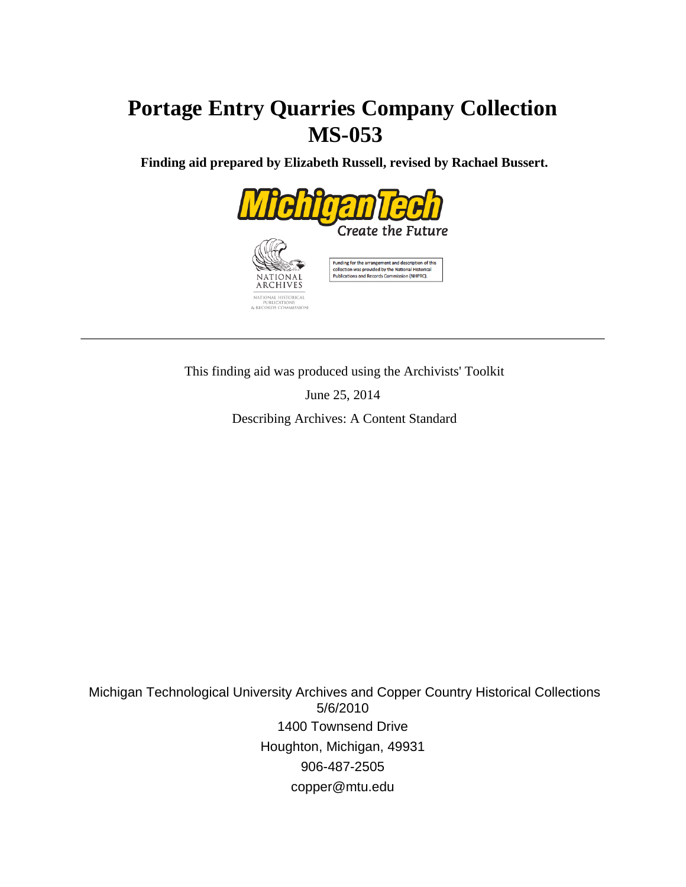# Portage Entry Quarries Company Collection
# MS-053

**Finding aid prepared by Elizabeth Russell, revised by Rachael Bussert.**

Michigan Tech
Create the Future

NATIONAL ARCHIVES
NATIONAL HISTORICAL PUBLICATIONS & RECORDS COMMISSION

Funding for the arrangement and description of this collection was provided by the National Historical Publications and Records Commission (NHPRC).

---

This finding aid was produced using the Archivists' Toolkit

June 25, 2014

Describing Archives: A Content Standard

Michigan Technological University Archives and Copper Country Historical Collections
5/6/2010
1400 Townsend Drive
Houghton, Michigan, 49931
906-487-2505
copper@mtu.edu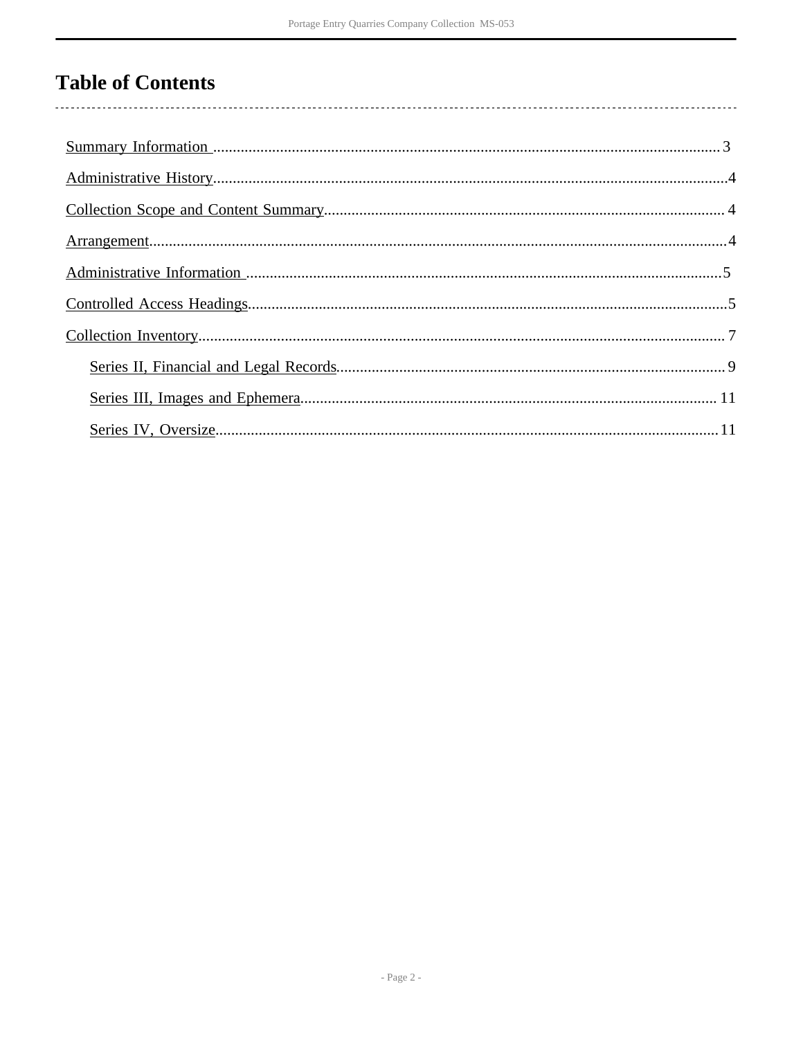# Table of Contents

Summary Information ........................................................ 3

Administrative History........................................................ 4

Collection Scope and Content Summary........................................ 4

Arrangement.................................................................... 4

Administrative Information ................................................... 5

Controlled Access Headings.................................................... 5

Collection Inventory........................................................... 7

- Series II, Financial and Legal Records...................................... 9
- Series III, Images and Ephemera........................................... 11
- Series IV, Oversize........................................................ 11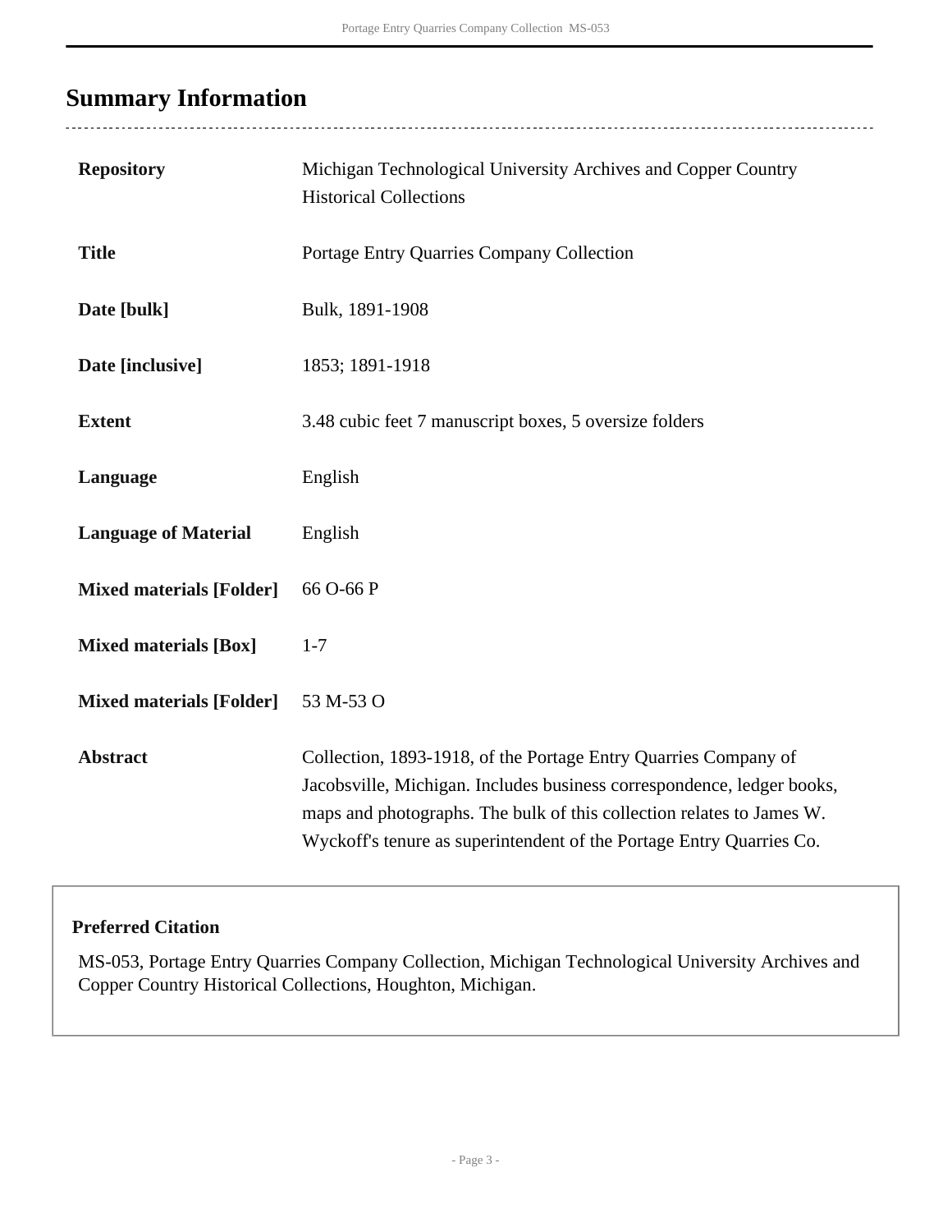## Summary Information

| | |
|---|---|
| **Repository** | Michigan Technological University Archives and Copper Country Historical Collections |
| **Title** | Portage Entry Quarries Company Collection |
| **Date [bulk]** | Bulk, 1891-1908 |
| **Date [inclusive]** | 1853; 1891-1918 |
| **Extent** | 3.48 cubic feet 7 manuscript boxes, 5 oversize folders |
| **Language** | English |
| **Language of Material** | English |
| **Mixed materials [Folder]** | 66 O-66 P |
| **Mixed materials [Box]** | 1-7 |
| **Mixed materials [Folder]** | 53 M-53 O |
| **Abstract** | Collection, 1893-1918, of the Portage Entry Quarries Company of Jacobsville, Michigan. Includes business correspondence, ledger books, maps and photographs. The bulk of this collection relates to James W. Wyckoff's tenure as superintendent of the Portage Entry Quarries Co. |

**Preferred Citation**

MS-053, Portage Entry Quarries Company Collection, Michigan Technological University Archives and Copper Country Historical Collections, Houghton, Michigan.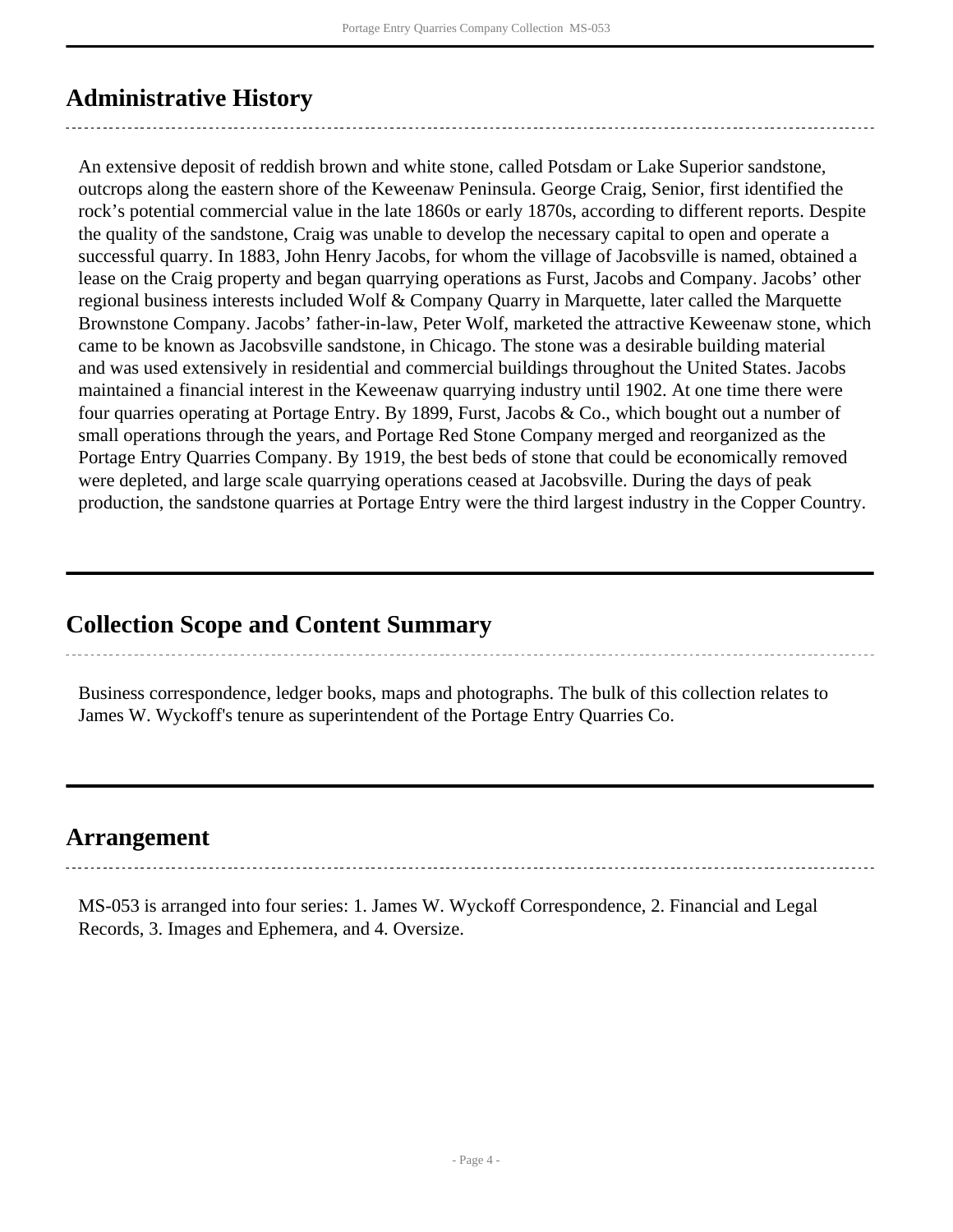## Administrative History

An extensive deposit of reddish brown and white stone, called Potsdam or Lake Superior sandstone, outcrops along the eastern shore of the Keweenaw Peninsula. George Craig, Senior, first identified the rock's potential commercial value in the late 1860s or early 1870s, according to different reports. Despite the quality of the sandstone, Craig was unable to develop the necessary capital to open and operate a successful quarry. In 1883, John Henry Jacobs, for whom the village of Jacobsville is named, obtained a lease on the Craig property and began quarrying operations as Furst, Jacobs and Company. Jacobs' other regional business interests included Wolf & Company Quarry in Marquette, later called the Marquette Brownstone Company. Jacobs' father-in-law, Peter Wolf, marketed the attractive Keweenaw stone, which came to be known as Jacobsville sandstone, in Chicago. The stone was a desirable building material and was used extensively in residential and commercial buildings throughout the United States. Jacobs maintained a financial interest in the Keweenaw quarrying industry until 1902. At one time there were four quarries operating at Portage Entry. By 1899, Furst, Jacobs & Co., which bought out a number of small operations through the years, and Portage Red Stone Company merged and reorganized as the Portage Entry Quarries Company. By 1919, the best beds of stone that could be economically removed were depleted, and large scale quarrying operations ceased at Jacobsville. During the days of peak production, the sandstone quarries at Portage Entry were the third largest industry in the Copper Country.

## Collection Scope and Content Summary

Business correspondence, ledger books, maps and photographs. The bulk of this collection relates to James W. Wyckoff's tenure as superintendent of the Portage Entry Quarries Co.

## Arrangement

MS-053 is arranged into four series: 1. James W. Wyckoff Correspondence, 2. Financial and Legal Records, 3. Images and Ephemera, and 4. Oversize.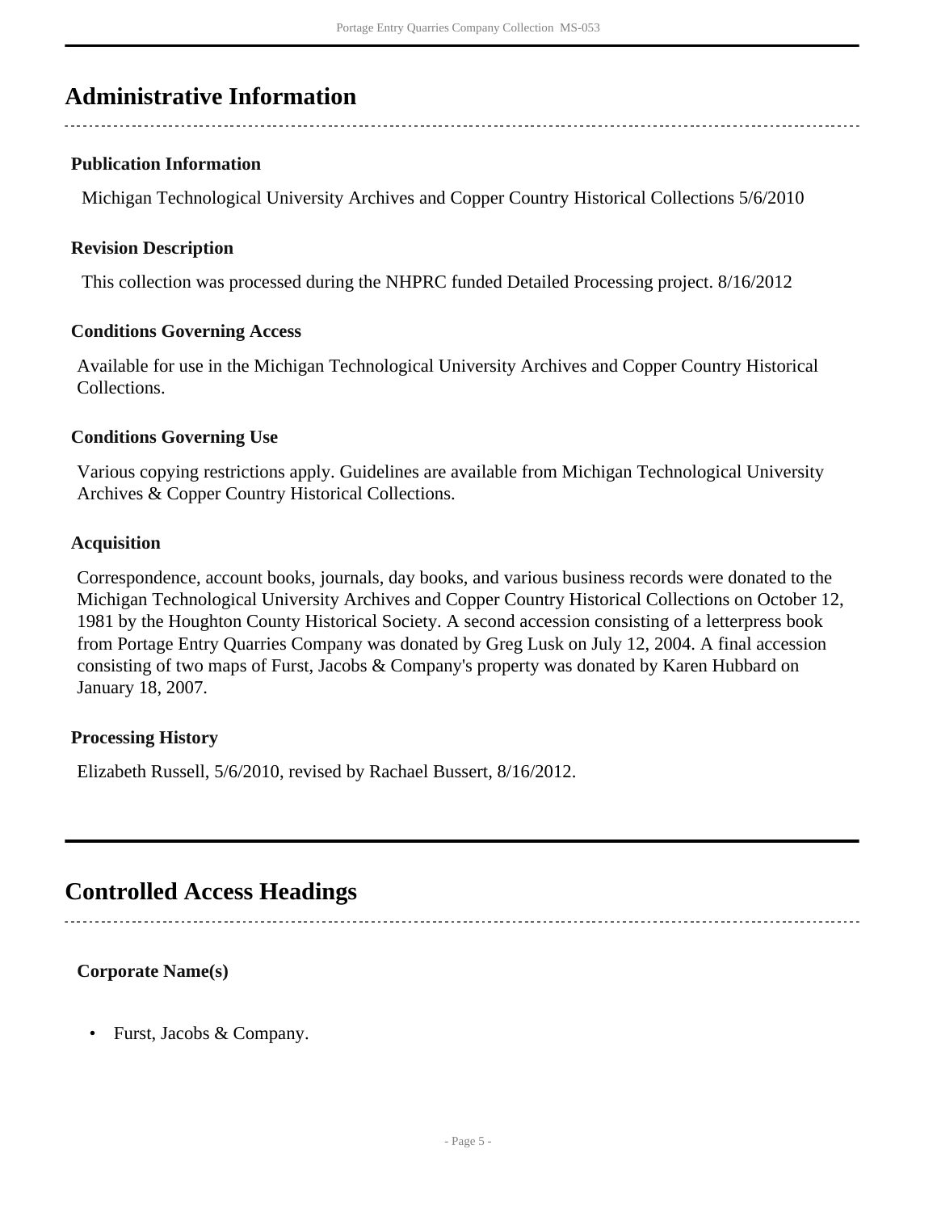## Administrative Information

### Publication Information

Michigan Technological University Archives and Copper Country Historical Collections 5/6/2010

### Revision Description

This collection was processed during the NHPRC funded Detailed Processing project. 8/16/2012

### Conditions Governing Access

Available for use in the Michigan Technological University Archives and Copper Country Historical Collections.

### Conditions Governing Use

Various copying restrictions apply. Guidelines are available from Michigan Technological University Archives & Copper Country Historical Collections.

### Acquisition

Correspondence, account books, journals, day books, and various business records were donated to the Michigan Technological University Archives and Copper Country Historical Collections on October 12, 1981 by the Houghton County Historical Society. A second accession consisting of a letterpress book from Portage Entry Quarries Company was donated by Greg Lusk on July 12, 2004. A final accession consisting of two maps of Furst, Jacobs & Company's property was donated by Karen Hubbard on January 18, 2007.

### Processing History

Elizabeth Russell, 5/6/2010, revised by Rachael Bussert, 8/16/2012.

## Controlled Access Headings

### Corporate Name(s)

- Furst, Jacobs & Company.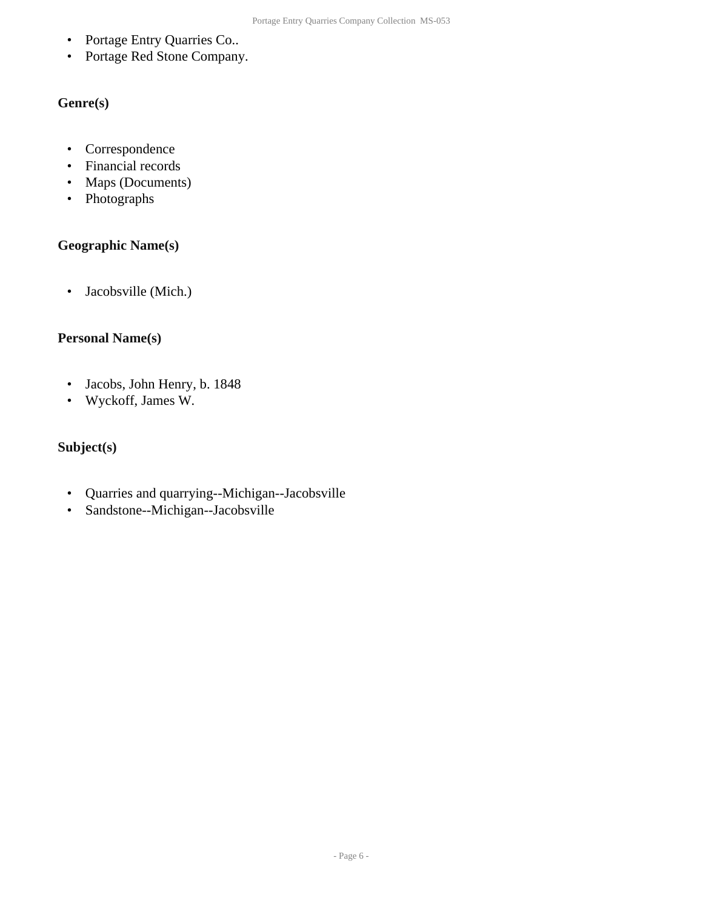- Portage Entry Quarries Co..
- Portage Red Stone Company.

**Genre(s)**

- Correspondence
- Financial records
- Maps (Documents)
- Photographs

**Geographic Name(s)**

- Jacobsville (Mich.)

**Personal Name(s)**

- Jacobs, John Henry, b. 1848
- Wyckoff, James W.

**Subject(s)**

- Quarries and quarrying--Michigan--Jacobsville
- Sandstone--Michigan--Jacobsville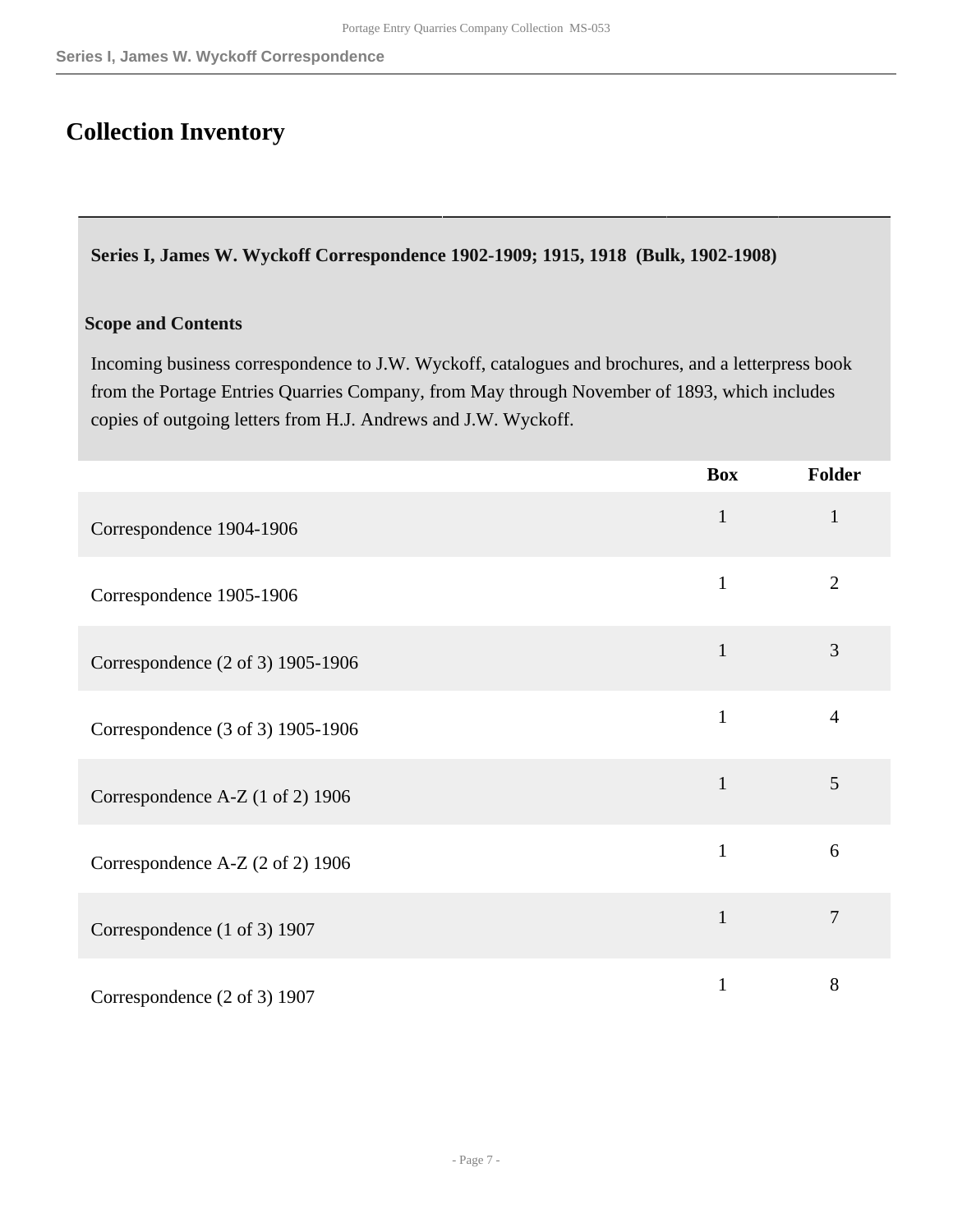# Collection Inventory

**Series I, James W. Wyckoff Correspondence 1902-1909; 1915, 1918 (Bulk, 1902-1908)**

**Scope and Contents**

Incoming business correspondence to J.W. Wyckoff, catalogues and brochures, and a letterpress book from the Portage Entries Quarries Company, from May through November of 1893, which includes copies of outgoing letters from H.J. Andrews and J.W. Wyckoff.

| | Box | Folder |
|---|---|---|
| Correspondence 1904-1906 | 1 | 1 |
| Correspondence 1905-1906 | 1 | 2 |
| Correspondence (2 of 3) 1905-1906 | 1 | 3 |
| Correspondence (3 of 3) 1905-1906 | 1 | 4 |
| Correspondence A-Z (1 of 2) 1906 | 1 | 5 |
| Correspondence A-Z (2 of 2) 1906 | 1 | 6 |
| Correspondence (1 of 3) 1907 | 1 | 7 |
| Correspondence (2 of 3) 1907 | 1 | 8 |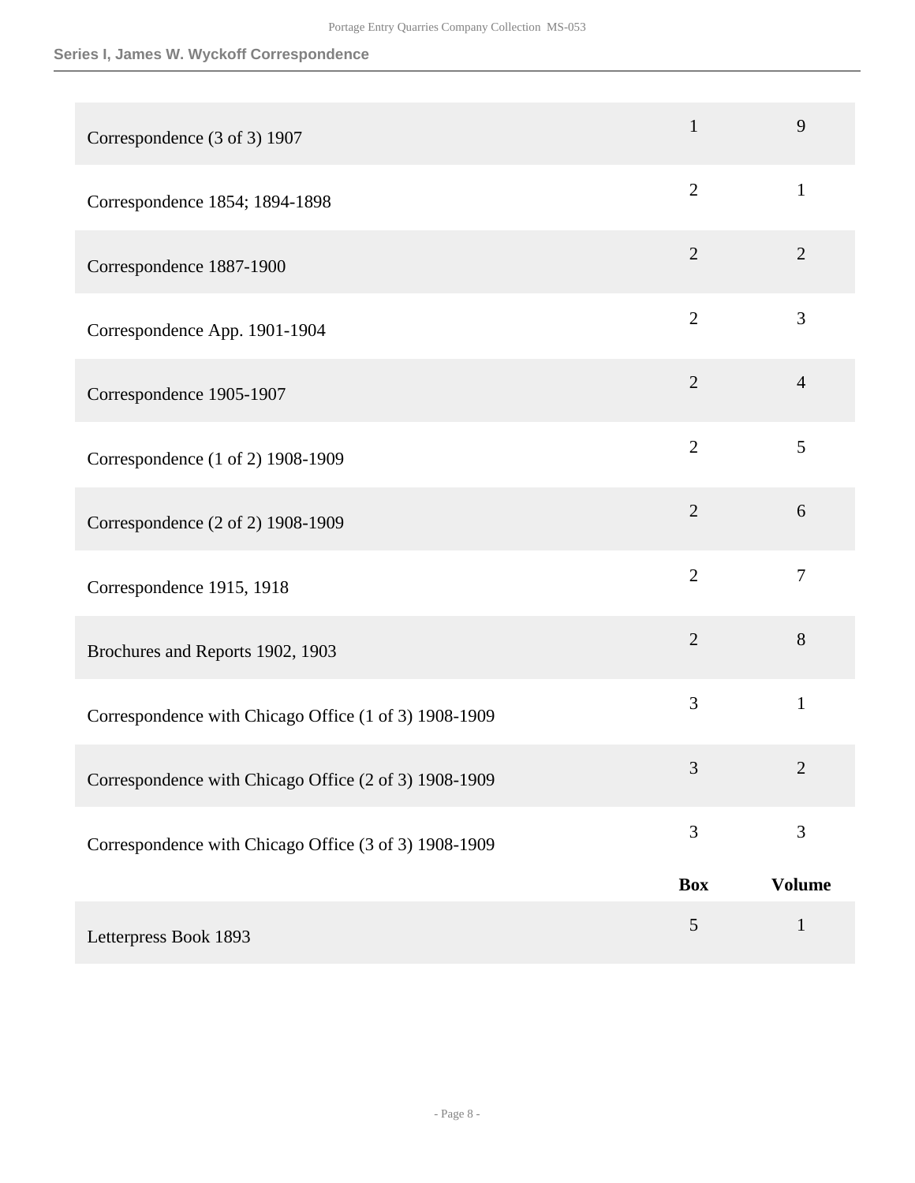## Series I, James W. Wyckoff Correspondence

| | Box | Folder |
|---|---|---|
| Correspondence (3 of 3) 1907 | 1 | 9 |
| Correspondence 1854; 1894-1898 | 2 | 1 |
| Correspondence 1887-1900 | 2 | 2 |
| Correspondence App. 1901-1904 | 2 | 3 |
| Correspondence 1905-1907 | 2 | 4 |
| Correspondence (1 of 2) 1908-1909 | 2 | 5 |
| Correspondence (2 of 2) 1908-1909 | 2 | 6 |
| Correspondence 1915, 1918 | 2 | 7 |
| Brochures and Reports 1902, 1903 | 2 | 8 |
| Correspondence with Chicago Office (1 of 3) 1908-1909 | 3 | 1 |
| Correspondence with Chicago Office (2 of 3) 1908-1909 | 3 | 2 |
| Correspondence with Chicago Office (3 of 3) 1908-1909 | 3 | 3 |

| | Box | Volume |
|---|---|---|
| Letterpress Book 1893 | 5 | 1 |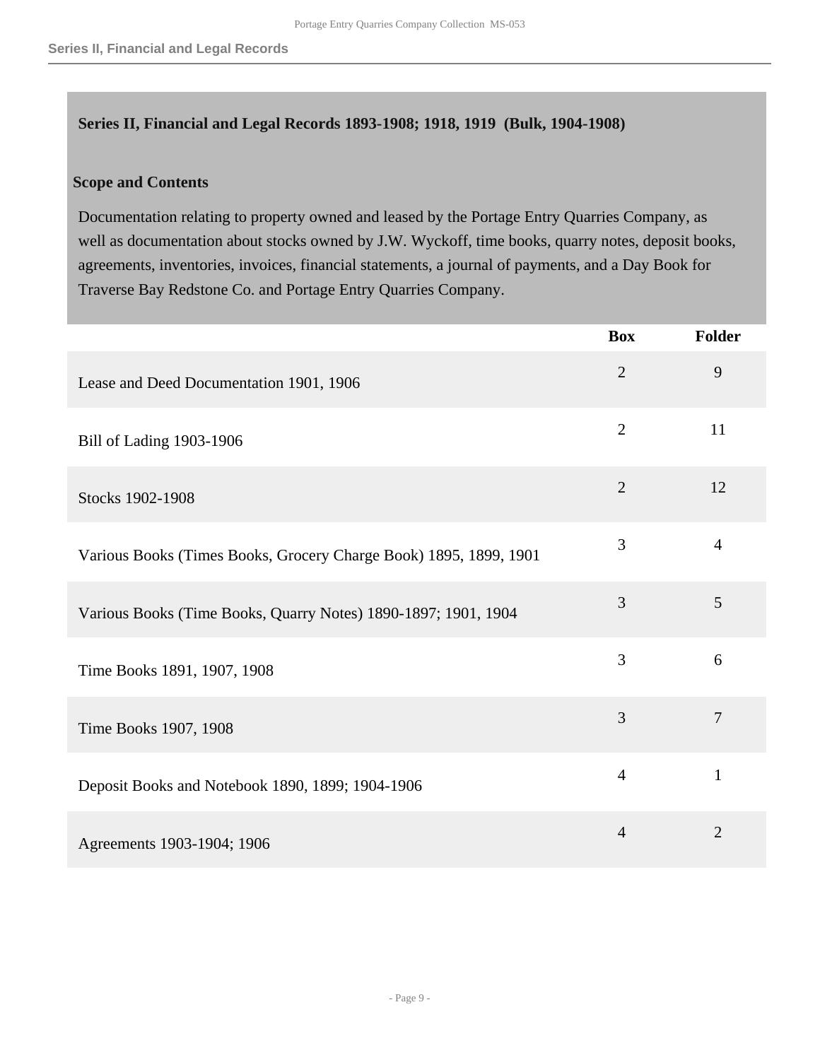## Series II, Financial and Legal Records 1893-1908; 1918, 1919 (Bulk, 1904-1908)

### Scope and Contents

Documentation relating to property owned and leased by the Portage Entry Quarries Company, as well as documentation about stocks owned by J.W. Wyckoff, time books, quarry notes, deposit books, agreements, inventories, invoices, financial statements, a journal of payments, and a Day Book for Traverse Bay Redstone Co. and Portage Entry Quarries Company.

| | Box | Folder |
|---|---|---|
| Lease and Deed Documentation 1901, 1906 | 2 | 9 |
| Bill of Lading 1903-1906 | 2 | 11 |
| Stocks 1902-1908 | 2 | 12 |
| Various Books (Times Books, Grocery Charge Book) 1895, 1899, 1901 | 3 | 4 |
| Various Books (Time Books, Quarry Notes) 1890-1897; 1901, 1904 | 3 | 5 |
| Time Books 1891, 1907, 1908 | 3 | 6 |
| Time Books 1907, 1908 | 3 | 7 |
| Deposit Books and Notebook 1890, 1899; 1904-1906 | 4 | 1 |
| Agreements 1903-1904; 1906 | 4 | 2 |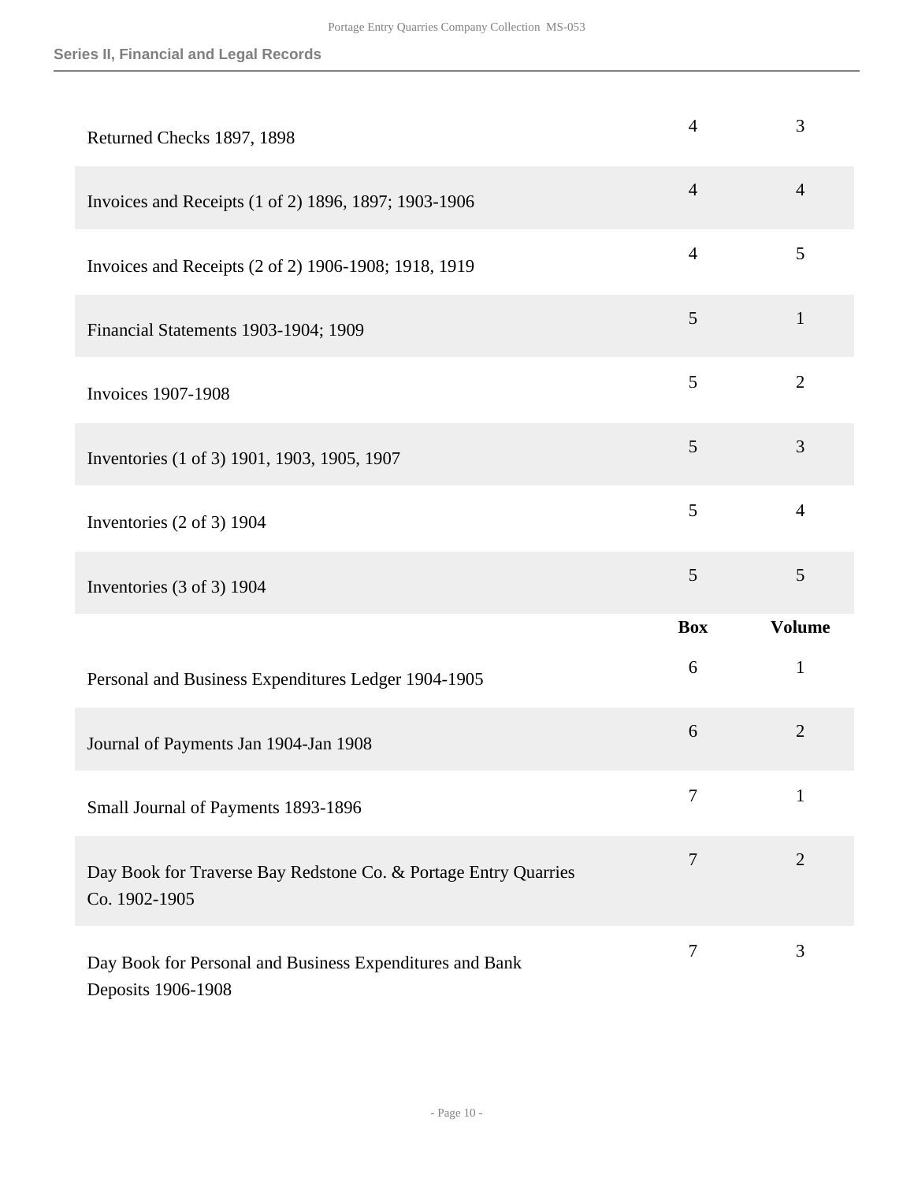| | Box | Volume |
|---|---|---|
| Returned Checks 1897, 1898 | 4 | 3 |
| Invoices and Receipts (1 of 2) 1896, 1897; 1903-1906 | 4 | 4 |
| Invoices and Receipts (2 of 2) 1906-1908; 1918, 1919 | 4 | 5 |
| Financial Statements 1903-1904; 1909 | 5 | 1 |
| Invoices 1907-1908 | 5 | 2 |
| Inventories (1 of 3) 1901, 1903, 1905, 1907 | 5 | 3 |
| Inventories (2 of 3) 1904 | 5 | 4 |
| Inventories (3 of 3) 1904 | 5 | 5 |

| | **Box** | **Volume** |
|---|---|---|
| Personal and Business Expenditures Ledger 1904-1905 | 6 | 1 |
| Journal of Payments Jan 1904-Jan 1908 | 6 | 2 |
| Small Journal of Payments 1893-1896 | 7 | 1 |
| Day Book for Traverse Bay Redstone Co. & Portage Entry Quarries Co. 1902-1905 | 7 | 2 |
| Day Book for Personal and Business Expenditures and Bank Deposits 1906-1908 | 7 | 3 |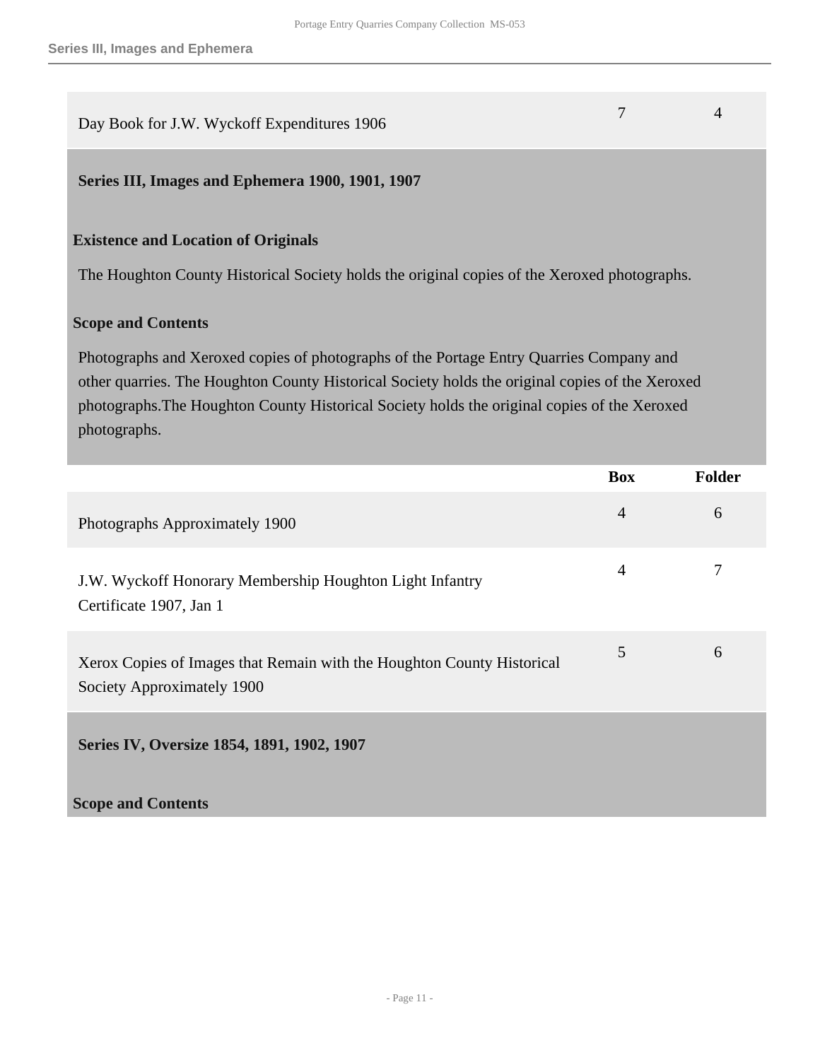| | | |
|---|---|---|
| Day Book for J.W. Wyckoff Expenditures 1906 | 7 | 4 |

## Series III, Images and Ephemera 1900, 1901, 1907

### Existence and Location of Originals

The Houghton County Historical Society holds the original copies of the Xeroxed photographs.

### Scope and Contents

Photographs and Xeroxed copies of photographs of the Portage Entry Quarries Company and other quarries. The Houghton County Historical Society holds the original copies of the Xeroxed photographs.The Houghton County Historical Society holds the original copies of the Xeroxed photographs.

| | Box | Folder |
|---|---|---|
| Photographs Approximately 1900 | 4 | 6 |
| J.W. Wyckoff Honorary Membership Houghton Light Infantry Certificate 1907, Jan 1 | 4 | 7 |
| Xerox Copies of Images that Remain with the Houghton County Historical Society Approximately 1900 | 5 | 6 |

## Series IV, Oversize 1854, 1891, 1902, 1907

### Scope and Contents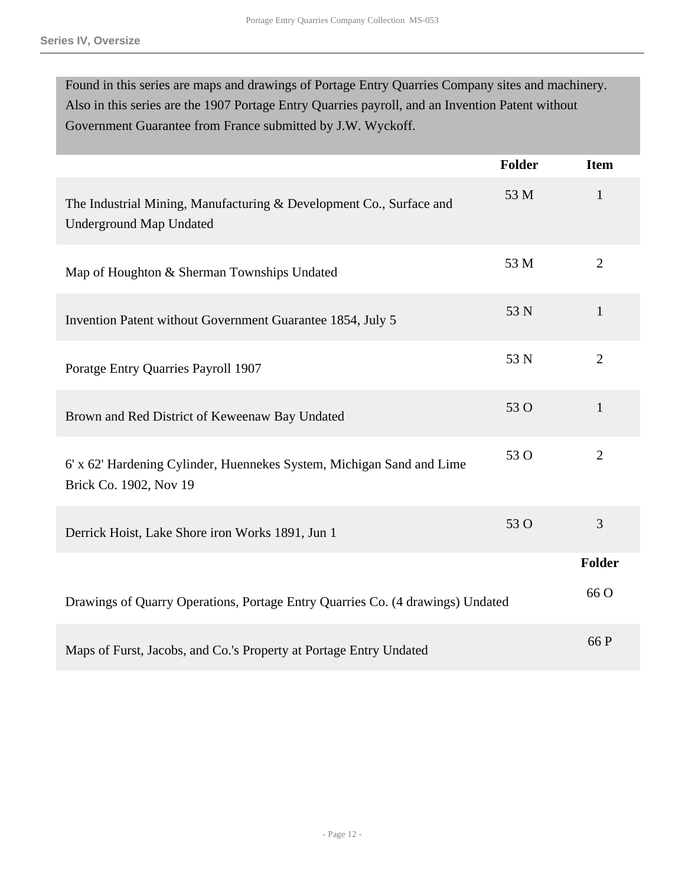## Series IV, Oversize

Found in this series are maps and drawings of Portage Entry Quarries Company sites and machinery. Also in this series are the 1907 Portage Entry Quarries payroll, and an Invention Patent without Government Guarantee from France submitted by J.W. Wyckoff.

| | Folder | Item |
|---|---|---|
| The Industrial Mining, Manufacturing & Development Co., Surface and Underground Map Undated | 53 M | 1 |
| Map of Houghton & Sherman Townships Undated | 53 M | 2 |
| Invention Patent without Government Guarantee 1854, July 5 | 53 N | 1 |
| Poratge Entry Quarries Payroll 1907 | 53 N | 2 |
| Brown and Red District of Keweenaw Bay Undated | 53 O | 1 |
| 6' x 62' Hardening Cylinder, Huennekes System, Michigan Sand and Lime Brick Co. 1902, Nov 19 | 53 O | 2 |
| Derrick Hoist, Lake Shore iron Works 1891, Jun 1 | 53 O | 3 |

| | Folder |
|---|---|
| Drawings of Quarry Operations, Portage Entry Quarries Co. (4 drawings) Undated | 66 O |
| Maps of Furst, Jacobs, and Co.'s Property at Portage Entry Undated | 66 P |